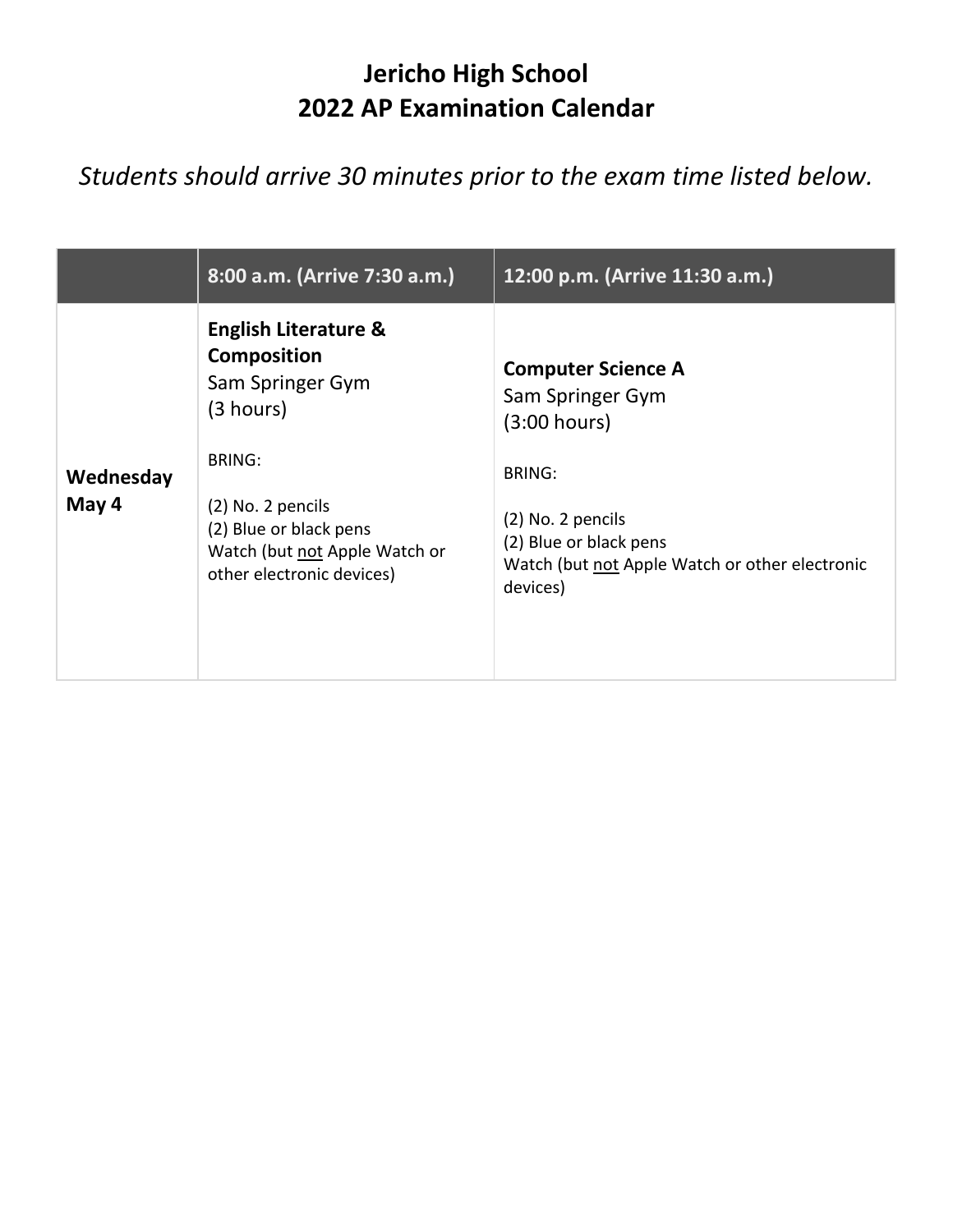# Jericho High School
# 2022 AP Examination Calendar

*Students should arrive 30 minutes prior to the exam time listed below.*

| | 8:00 a.m. (Arrive 7:30 a.m.) | 12:00 p.m. (Arrive 11:30 a.m.) |
|---|---|---|
| **Wednesday May 4** | **English Literature & Composition**<br>Sam Springer Gym<br>(3 hours)<br><br>BRING:<br><br>(2) No. 2 pencils<br>(2) Blue or black pens<br>Watch (but <u>not</u> Apple Watch or other electronic devices) | **Computer Science A**<br>Sam Springer Gym<br>(3:00 hours)<br><br>BRING:<br><br>(2) No. 2 pencils<br>(2) Blue or black pens<br>Watch (but <u>not</u> Apple Watch or other electronic devices) |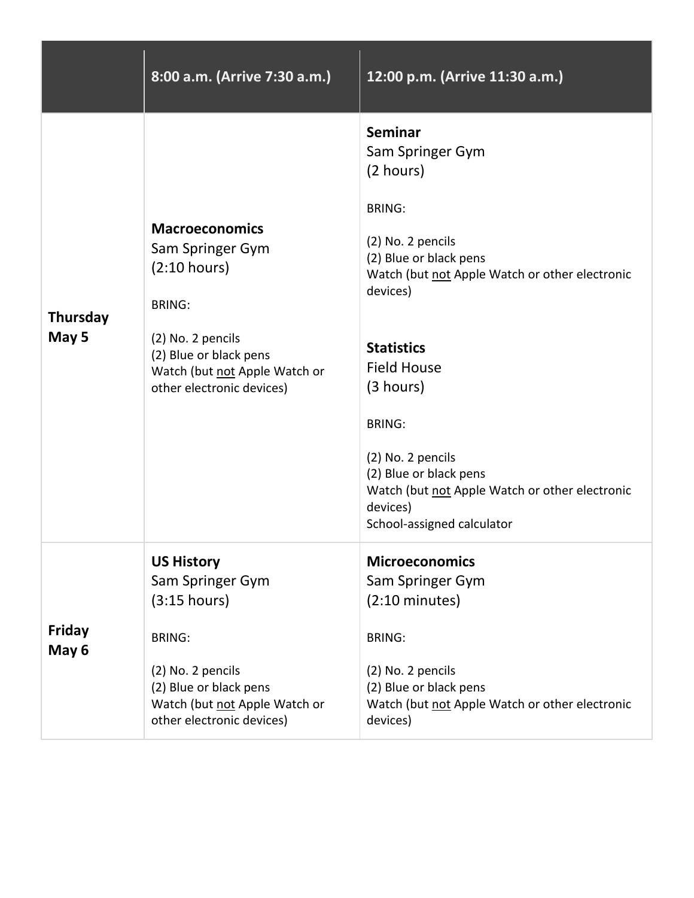| | 8:00 a.m. (Arrive 7:30 a.m.) | 12:00 p.m. (Arrive 11:30 a.m.) |
|---|---|---|
| **Thursday May 5** | **Macroeconomics**<br>Sam Springer Gym<br>(2:10 hours)<br><br>BRING:<br><br>(2) No. 2 pencils<br>(2) Blue or black pens<br>Watch (but <u>not</u> Apple Watch or other electronic devices) | **Seminar**<br>Sam Springer Gym<br>(2 hours)<br><br>BRING:<br><br>(2) No. 2 pencils<br>(2) Blue or black pens<br>Watch (but <u>not</u> Apple Watch or other electronic devices)<br><br>**Statistics**<br>Field House<br>(3 hours)<br><br>BRING:<br><br>(2) No. 2 pencils<br>(2) Blue or black pens<br>Watch (but <u>not</u> Apple Watch or other electronic devices)<br>School-assigned calculator |
| **Friday May 6** | **US History**<br>Sam Springer Gym<br>(3:15 hours)<br><br>BRING:<br><br>(2) No. 2 pencils<br>(2) Blue or black pens<br>Watch (but <u>not</u> Apple Watch or other electronic devices) | **Microeconomics**<br>Sam Springer Gym<br>(2:10 minutes)<br><br>BRING:<br><br>(2) No. 2 pencils<br>(2) Blue or black pens<br>Watch (but <u>not</u> Apple Watch or other electronic devices) |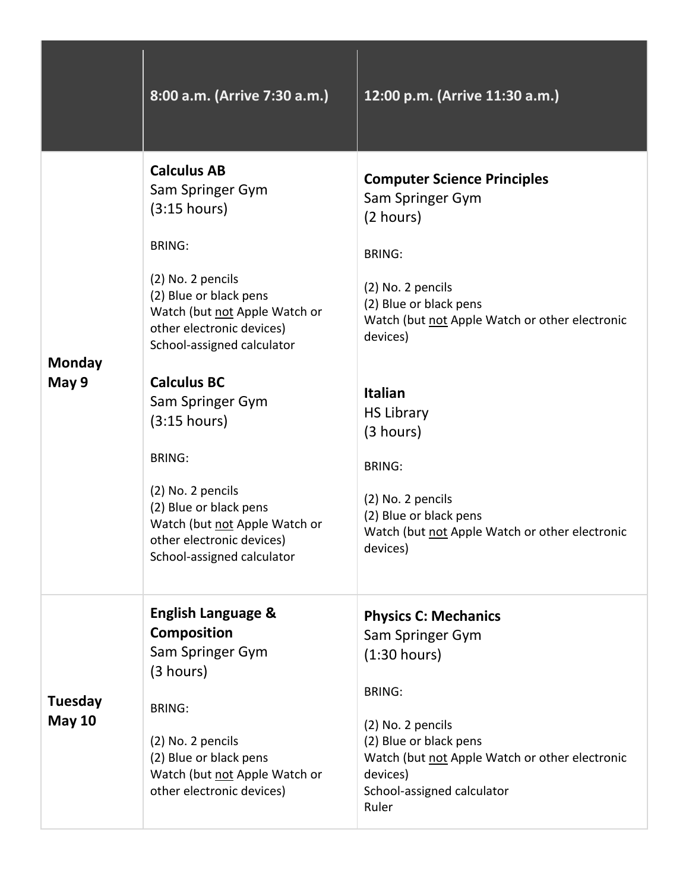| | 8:00 a.m. (Arrive 7:30 a.m.) | 12:00 p.m. (Arrive 11:30 a.m.) |
|---|---|---|
| **Monday May 9** | **Calculus AB**<br>Sam Springer Gym<br>(3:15 hours)<br><br>BRING:<br><br>(2) No. 2 pencils<br>(2) Blue or black pens<br>Watch (but <u>not</u> Apple Watch or other electronic devices)<br>School-assigned calculator<br><br>**Calculus BC**<br>Sam Springer Gym<br>(3:15 hours)<br><br>BRING:<br><br>(2) No. 2 pencils<br>(2) Blue or black pens<br>Watch (but <u>not</u> Apple Watch or other electronic devices)<br>School-assigned calculator | **Computer Science Principles**<br>Sam Springer Gym<br>(2 hours)<br><br>BRING:<br><br>(2) No. 2 pencils<br>(2) Blue or black pens<br>Watch (but <u>not</u> Apple Watch or other electronic devices)<br><br>**Italian**<br>HS Library<br>(3 hours)<br><br>BRING:<br><br>(2) No. 2 pencils<br>(2) Blue or black pens<br>Watch (but <u>not</u> Apple Watch or other electronic devices) |
| **Tuesday May 10** | **English Language & Composition**<br>Sam Springer Gym<br>(3 hours)<br><br>BRING:<br><br>(2) No. 2 pencils<br>(2) Blue or black pens<br>Watch (but <u>not</u> Apple Watch or other electronic devices) | **Physics C: Mechanics**<br>Sam Springer Gym<br>(1:30 hours)<br><br>BRING:<br><br>(2) No. 2 pencils<br>(2) Blue or black pens<br>Watch (but <u>not</u> Apple Watch or other electronic devices)<br>School-assigned calculator<br>Ruler |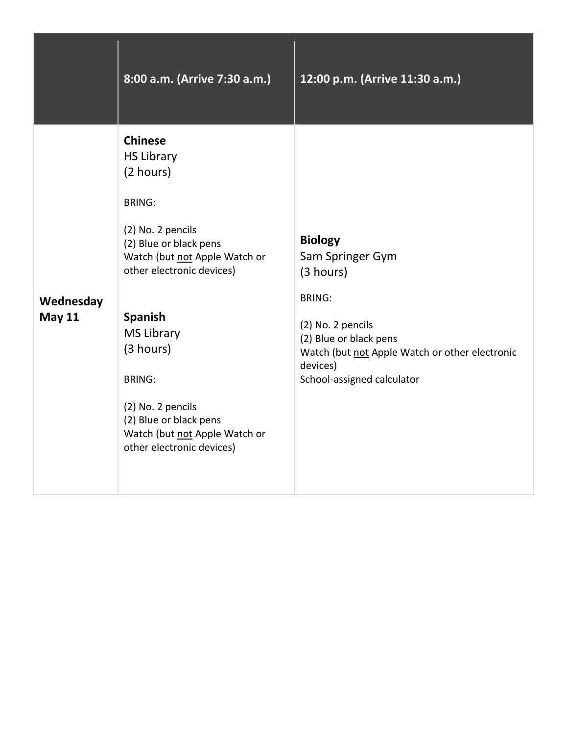| | 8:00 a.m. (Arrive 7:30 a.m.) | 12:00 p.m. (Arrive 11:30 a.m.) |
|---|---|---|
| **Wednesday May 11** | **Chinese**<br>HS Library<br>(2 hours)<br><br>BRING:<br><br>(2) No. 2 pencils<br>(2) Blue or black pens<br>Watch (but <u>not</u> Apple Watch or other electronic devices)<br><br>**Spanish**<br>MS Library<br>(3 hours)<br><br>BRING:<br><br>(2) No. 2 pencils<br>(2) Blue or black pens<br>Watch (but <u>not</u> Apple Watch or other electronic devices) | **Biology**<br>Sam Springer Gym<br>(3 hours)<br><br>BRING:<br><br>(2) No. 2 pencils<br>(2) Blue or black pens<br>Watch (but <u>not</u> Apple Watch or other electronic devices)<br>School-assigned calculator |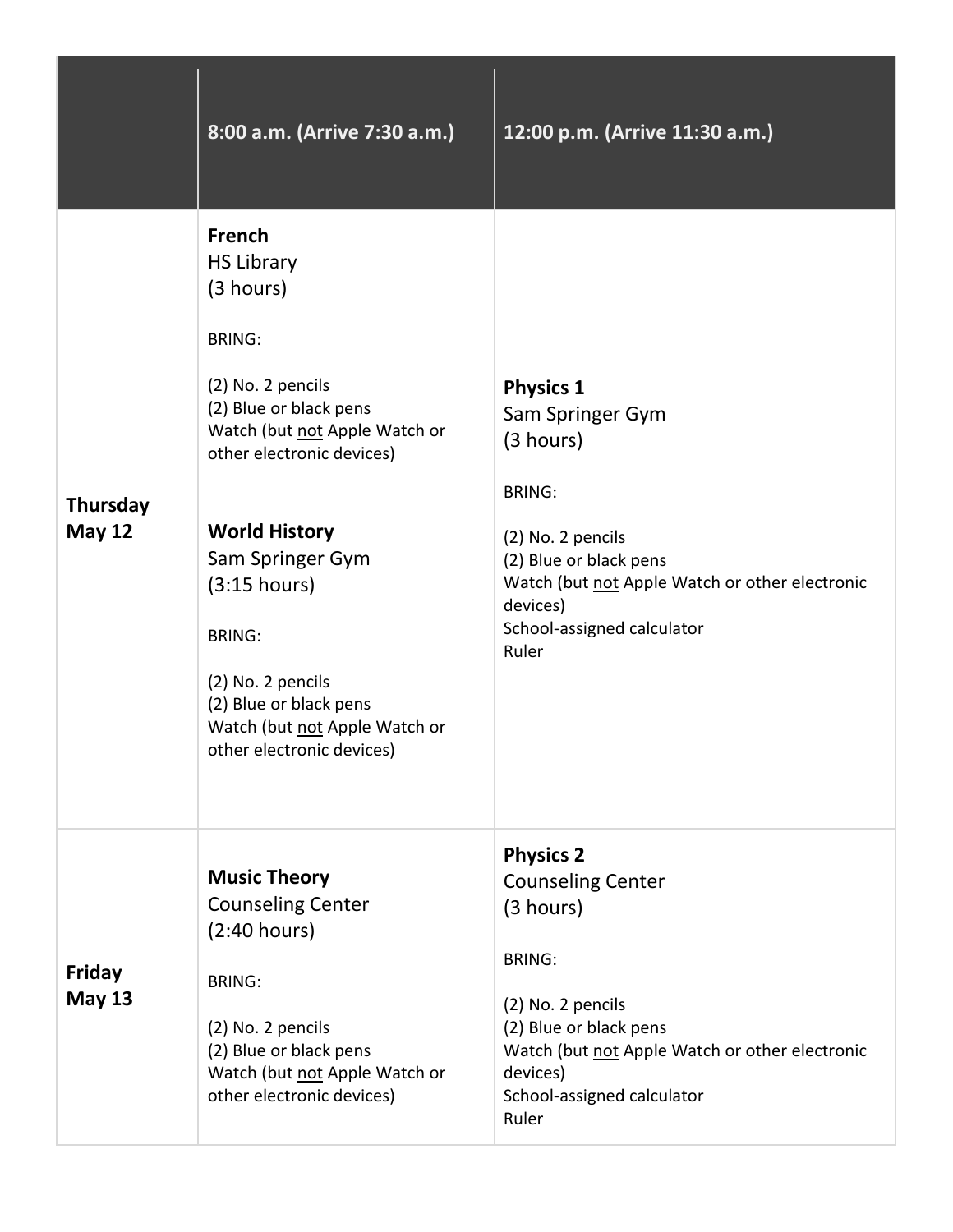| | 8:00 a.m. (Arrive 7:30 a.m.) | 12:00 p.m. (Arrive 11:30 a.m.) |
|---|---|---|
| **Thursday May 12** | **French**<br>HS Library<br>(3 hours)<br><br>BRING:<br><br>(2) No. 2 pencils<br>(2) Blue or black pens<br>Watch (but <u>not</u> Apple Watch or other electronic devices)<br><br>**World History**<br>Sam Springer Gym<br>(3:15 hours)<br><br>BRING:<br><br>(2) No. 2 pencils<br>(2) Blue or black pens<br>Watch (but <u>not</u> Apple Watch or other electronic devices) | **Physics 1**<br>Sam Springer Gym<br>(3 hours)<br><br>BRING:<br><br>(2) No. 2 pencils<br>(2) Blue or black pens<br>Watch (but <u>not</u> Apple Watch or other electronic devices)<br>School-assigned calculator<br>Ruler |
| **Friday May 13** | **Music Theory**<br>Counseling Center<br>(2:40 hours)<br><br>BRING:<br><br>(2) No. 2 pencils<br>(2) Blue or black pens<br>Watch (but <u>not</u> Apple Watch or other electronic devices) | **Physics 2**<br>Counseling Center<br>(3 hours)<br><br>BRING:<br><br>(2) No. 2 pencils<br>(2) Blue or black pens<br>Watch (but <u>not</u> Apple Watch or other electronic devices)<br>School-assigned calculator<br>Ruler |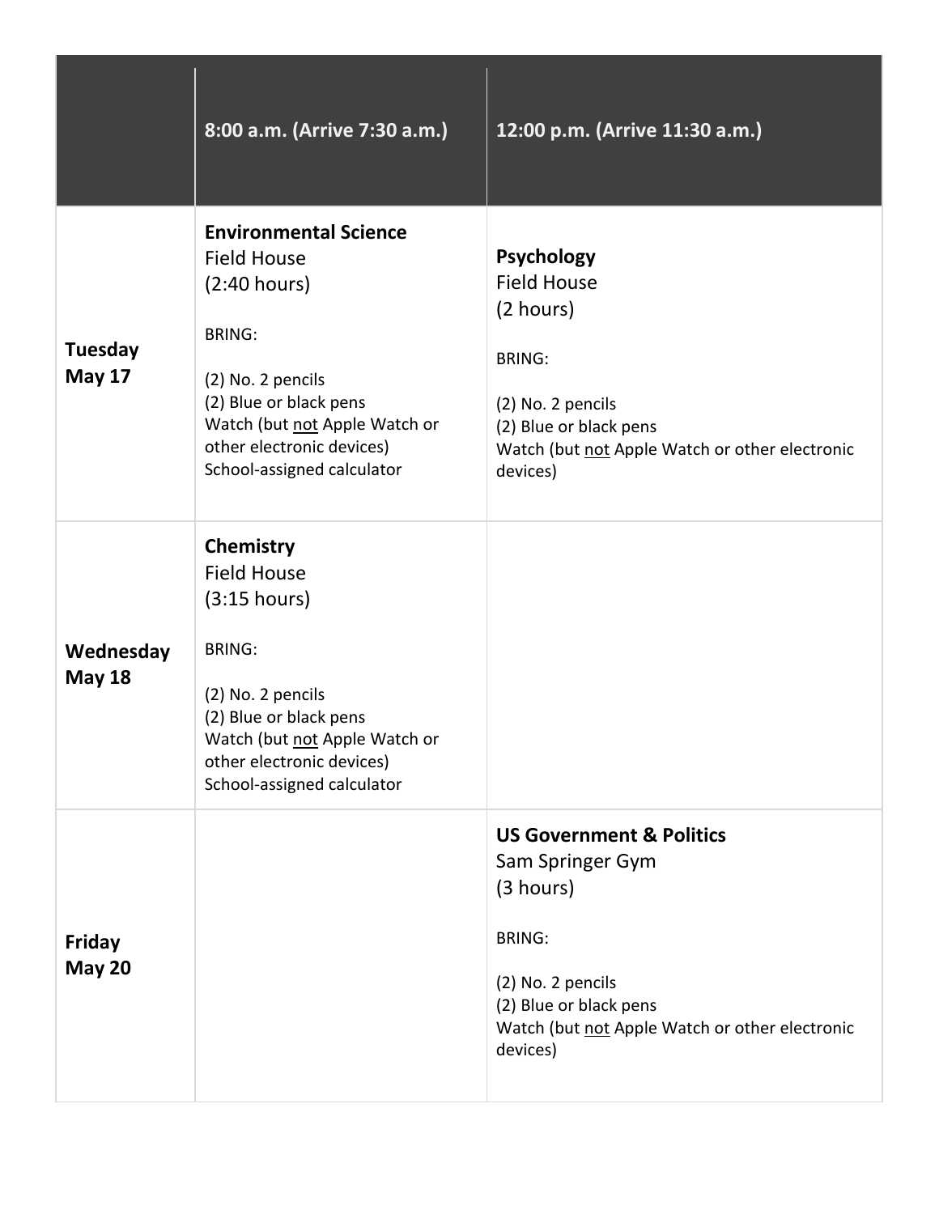| | 8:00 a.m. (Arrive 7:30 a.m.) | 12:00 p.m. (Arrive 11:30 a.m.) |
|---|---|---|
| **Tuesday May 17** | **Environmental Science**<br>Field House<br>(2:40 hours)<br><br>BRING:<br><br>(2) No. 2 pencils<br>(2) Blue or black pens<br>Watch (but not Apple Watch or other electronic devices)<br>School-assigned calculator | **Psychology**<br>Field House<br>(2 hours)<br><br>BRING:<br><br>(2) No. 2 pencils<br>(2) Blue or black pens<br>Watch (but not Apple Watch or other electronic devices) |
| **Wednesday May 18** | **Chemistry**<br>Field House<br>(3:15 hours)<br><br>BRING:<br><br>(2) No. 2 pencils<br>(2) Blue or black pens<br>Watch (but not Apple Watch or other electronic devices)<br>School-assigned calculator | |
| **Friday May 20** | | **US Government & Politics**<br>Sam Springer Gym<br>(3 hours)<br><br>BRING:<br><br>(2) No. 2 pencils<br>(2) Blue or black pens<br>Watch (but not Apple Watch or other electronic devices) |